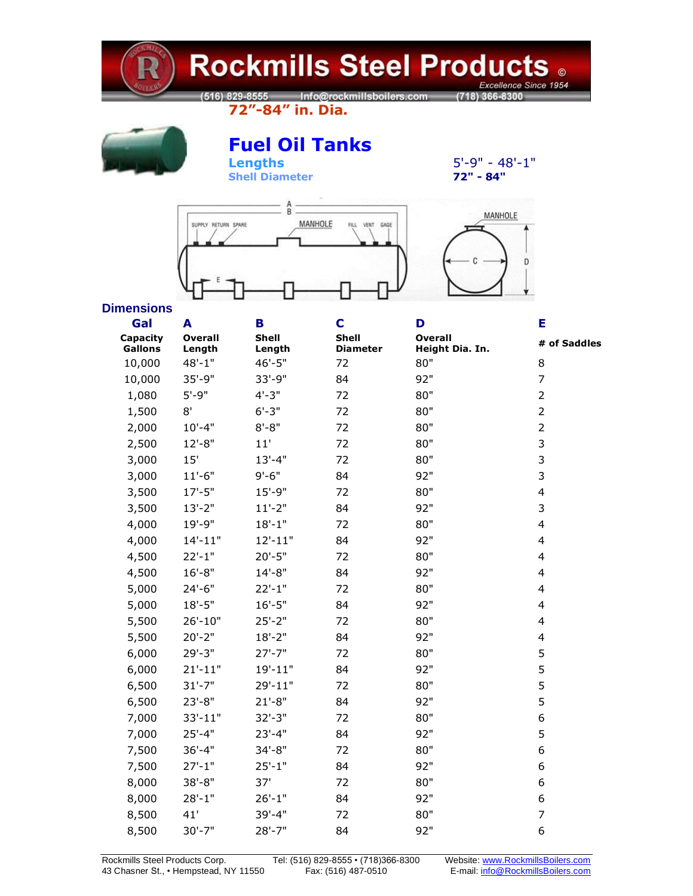# Rockmills Steel Products

Excellence Since 1954

(516) 829-8555 Info@rockmillsboilers.com (718) 366-8300

**72"-84" in. Dia.**

## Fuel Oil Tanks

**Lengths** 5'-9" - 48'-1"

**Shell Diameter** **72" - 84"**

SUPPLY RETURN SPARE — MANHOLE — FILL VENT GAGE — A — B — E — MANHOLE — C — D

### Dimensions

| Gal | A | B | C | D | E |
|---|---|---|---|---|---|
| Capacity Gallons | Overall Length | Shell Length | Shell Diameter | Overall Height Dia. In. | # of Saddles |
| 10,000 | 48'-1" | 46'-5" | 72 | 80" | 8 |
| 10,000 | 35'-9" | 33'-9" | 84 | 92" | 7 |
| 1,080 | 5'-9" | 4'-3" | 72 | 80" | 2 |
| 1,500 | 8' | 6'-3" | 72 | 80" | 2 |
| 2,000 | 10'-4" | 8'-8" | 72 | 80" | 2 |
| 2,500 | 12'-8" | 11' | 72 | 80" | 3 |
| 3,000 | 15' | 13'-4" | 72 | 80" | 3 |
| 3,000 | 11'-6" | 9'-6" | 84 | 92" | 3 |
| 3,500 | 17'-5" | 15'-9" | 72 | 80" | 4 |
| 3,500 | 13'-2" | 11'-2" | 84 | 92" | 3 |
| 4,000 | 19'-9" | 18'-1" | 72 | 80" | 4 |
| 4,000 | 14'-11" | 12'-11" | 84 | 92" | 4 |
| 4,500 | 22'-1" | 20'-5" | 72 | 80" | 4 |
| 4,500 | 16'-8" | 14'-8" | 84 | 92" | 4 |
| 5,000 | 24'-6" | 22'-1" | 72 | 80" | 4 |
| 5,000 | 18'-5" | 16'-5" | 84 | 92" | 4 |
| 5,500 | 26'-10" | 25'-2" | 72 | 80" | 4 |
| 5,500 | 20'-2" | 18'-2" | 84 | 92" | 4 |
| 6,000 | 29'-3" | 27'-7" | 72 | 80" | 5 |
| 6,000 | 21'-11" | 19'-11" | 84 | 92" | 5 |
| 6,500 | 31'-7" | 29'-11" | 72 | 80" | 5 |
| 6,500 | 23'-8" | 21'-8" | 84 | 92" | 5 |
| 7,000 | 33'-11" | 32'-3" | 72 | 80" | 6 |
| 7,000 | 25'-4" | 23'-4" | 84 | 92" | 5 |
| 7,500 | 36'-4" | 34'-8" | 72 | 80" | 6 |
| 7,500 | 27'-1" | 25'-1" | 84 | 92" | 6 |
| 8,000 | 38'-8" | 37' | 72 | 80" | 6 |
| 8,000 | 28'-1" | 26'-1" | 84 | 92" | 6 |
| 8,500 | 41' | 39'-4" | 72 | 80" | 7 |
| 8,500 | 30'-7" | 28'-7" | 84 | 92" | 6 |

Rockmills Steel Products Corp.
43 Chasner St., • Hempstead, NY 11550

Tel: (516) 829-8555 • (718)366-8300
Fax: (516) 487-0510

Website: www.RockmillsBoilers.com
E-mail: info@RockmillsBoilers.com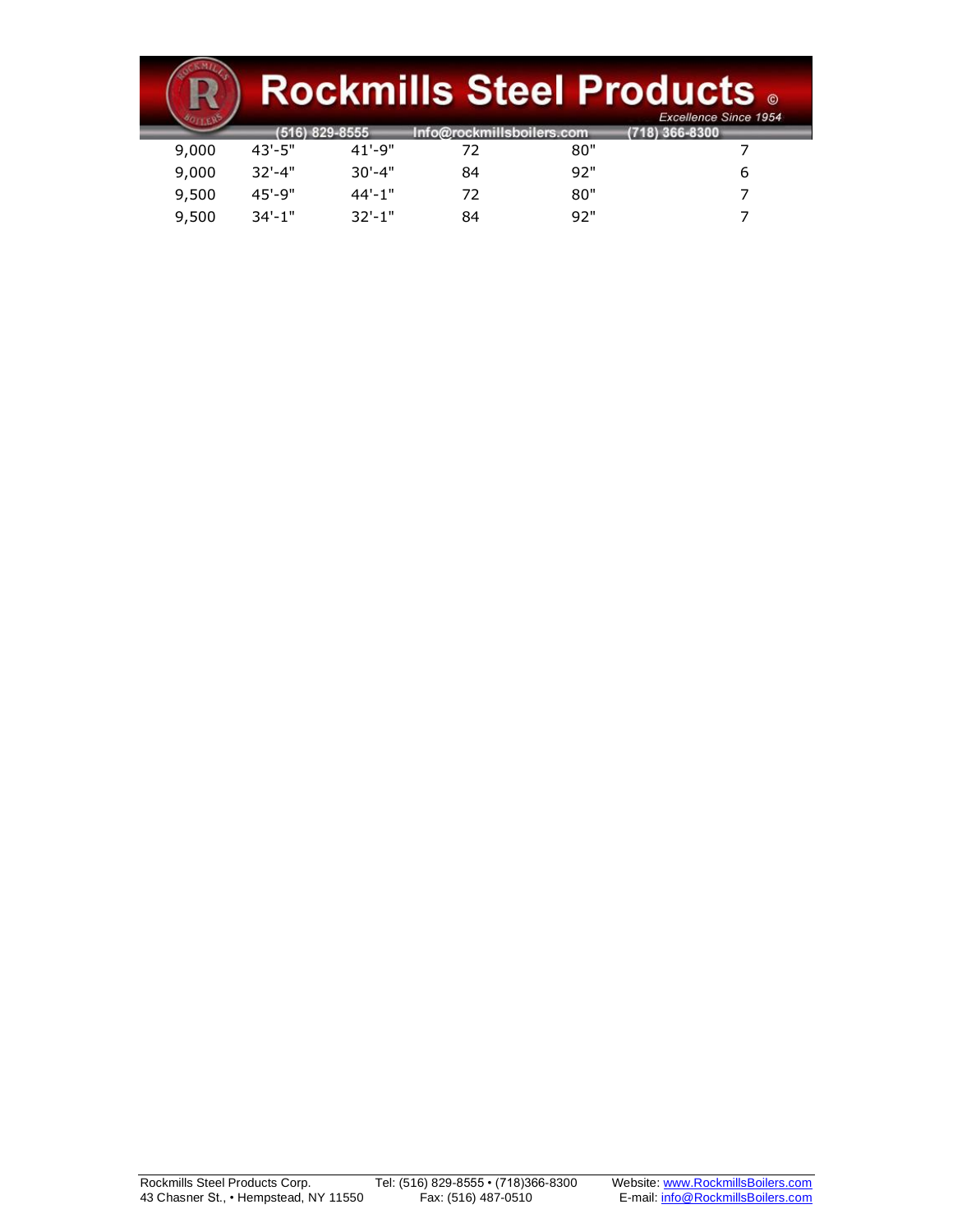| | | | | | |
|---|---|---|---|---|---|
| 9,000 | 43'-5" | 41'-9" | 72 | 80" | 7 |
| 9,000 | 32'-4" | 30'-4" | 84 | 92" | 6 |
| 9,500 | 45'-9" | 44'-1" | 72 | 80" | 7 |
| 9,500 | 34'-1" | 32'-1" | 84 | 92" | 7 |